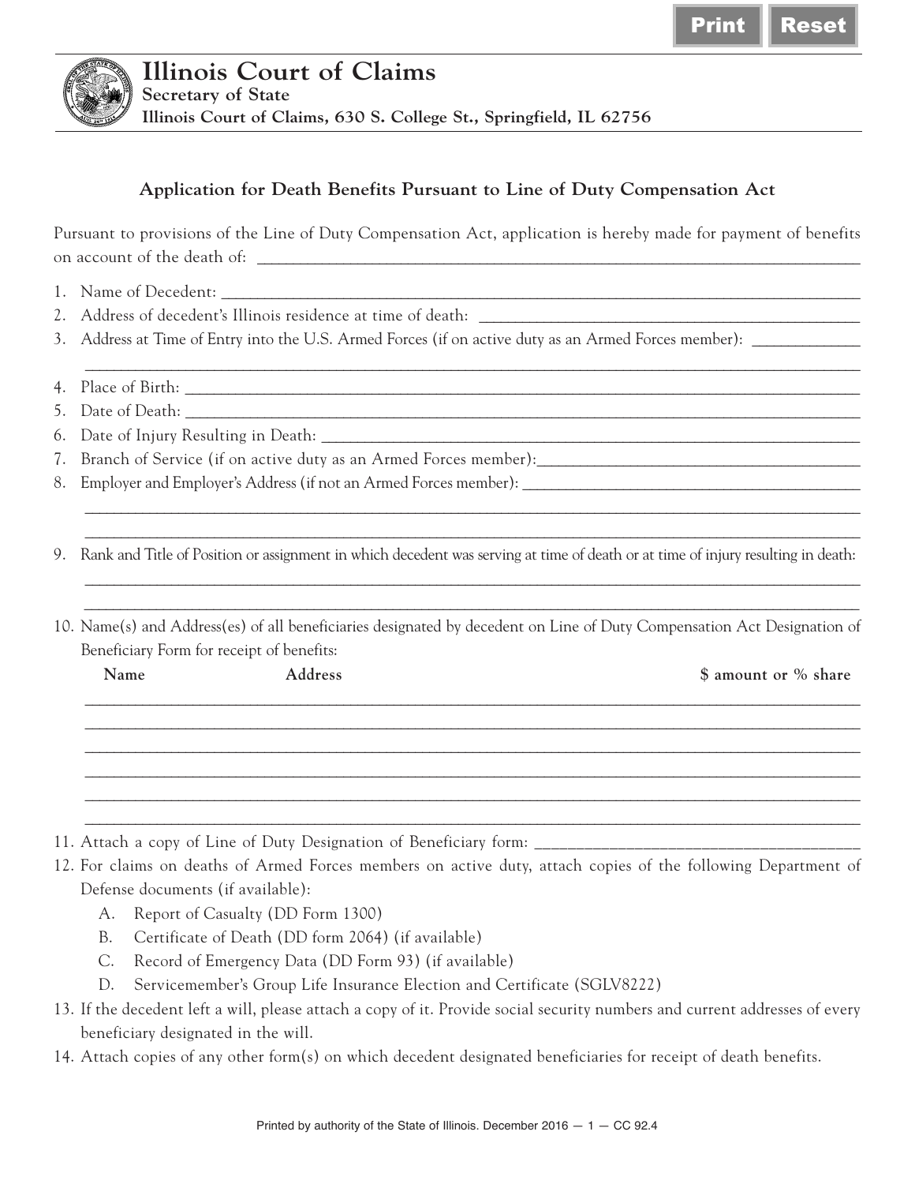Print Reset

# Illinois Court of Claims

**Secretary of State**

**Illinois Court of Claims, 630 S. College St., Springfield, IL 62756**

## Application for Death Benefits Pursuant to Line of Duty Compensation Act

Pursuant to provisions of the Line of Duty Compensation Act, application is hereby made for payment of benefits on account of the death of: ______________________________________________

1. Name of Decedent: ______________________________________________
2. Address of decedent's Illinois residence at time of death: ______________________________________________
3. Address at Time of Entry into the U.S. Armed Forces (if on active duty as an Armed Forces member): ______________________________________________
4. Place of Birth: ______________________________________________
5. Date of Death: ______________________________________________
6. Date of Injury Resulting in Death: ______________________________________________
7. Branch of Service (if on active duty as an Armed Forces member): ______________________________________________
8. Employer and Employer's Address (if not an Armed Forces member): ______________________________________________
9. Rank and Title of Position or assignment in which decedent was serving at time of death or at time of injury resulting in death: ______________________________________________
10. Name(s) and Address(es) of all beneficiaries designated by decedent on Line of Duty Compensation Act Designation of Beneficiary Form for receipt of benefits:

| Name | Address | $ amount or % share |
|---|---|---|
| | | |
| | | |
| | | |
| | | |
| | | |
| | | |

11. Attach a copy of Line of Duty Designation of Beneficiary form: ______________________________________________
12. For claims on deaths of Armed Forces members on active duty, attach copies of the following Department of Defense documents (if available):
    - A. Report of Casualty (DD Form 1300)
    - B. Certificate of Death (DD form 2064) (if available)
    - C. Record of Emergency Data (DD Form 93) (if available)
    - D. Servicemember's Group Life Insurance Election and Certificate (SGLV8222)
13. If the decedent left a will, please attach a copy of it. Provide social security numbers and current addresses of every beneficiary designated in the will.
14. Attach copies of any other form(s) on which decedent designated beneficiaries for receipt of death benefits.

Printed by authority of the State of Illinois. December 2016 — 1 — CC 92.4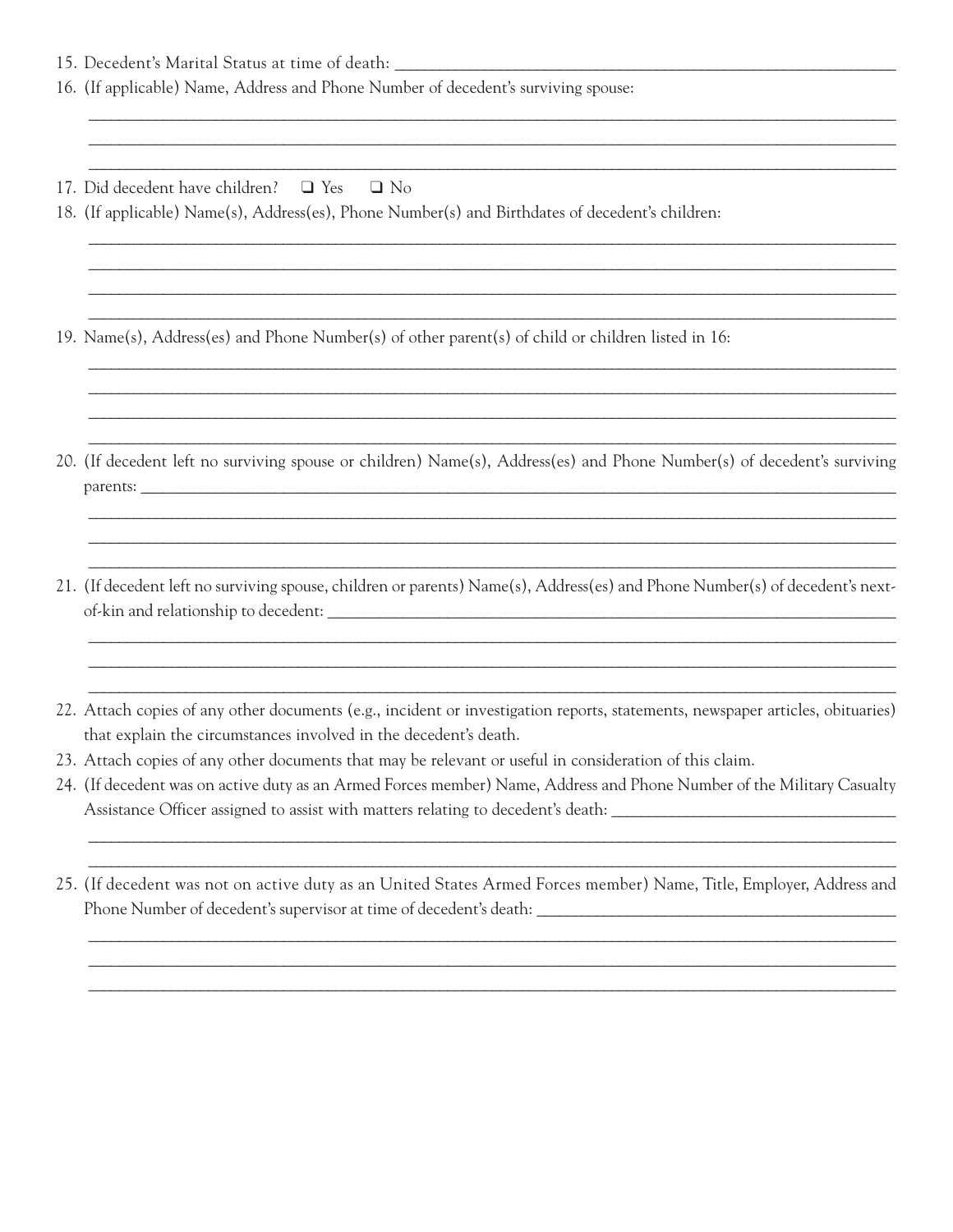15. Decedent's Marital Status at time of death: ______________________________________________

16. (If applicable) Name, Address and Phone Number of decedent's surviving spouse:

______________________________________________

______________________________________________

______________________________________________

17. Did decedent have children? ❑ Yes ❑ No

18. (If applicable) Name(s), Address(es), Phone Number(s) and Birthdates of decedent's children:

______________________________________________

______________________________________________

______________________________________________

______________________________________________

19. Name(s), Address(es) and Phone Number(s) of other parent(s) of child or children listed in 16:

______________________________________________

______________________________________________

______________________________________________

______________________________________________

20. (If decedent left no surviving spouse or children) Name(s), Address(es) and Phone Number(s) of decedent's surviving parents: ______________________________________________

______________________________________________

______________________________________________

______________________________________________

21. (If decedent left no surviving spouse, children or parents) Name(s), Address(es) and Phone Number(s) of decedent's next-of-kin and relationship to decedent: ______________________________________________

______________________________________________

______________________________________________

______________________________________________

22. Attach copies of any other documents (e.g., incident or investigation reports, statements, newspaper articles, obituaries) that explain the circumstances involved in the decedent's death.

23. Attach copies of any other documents that may be relevant or useful in consideration of this claim.

24. (If decedent was on active duty as an Armed Forces member) Name, Address and Phone Number of the Military Casualty Assistance Officer assigned to assist with matters relating to decedent's death: ______________________________________________

______________________________________________

______________________________________________

25. (If decedent was not on active duty as an United States Armed Forces member) Name, Title, Employer, Address and Phone Number of decedent's supervisor at time of decedent's death: ______________________________________________

______________________________________________

______________________________________________

______________________________________________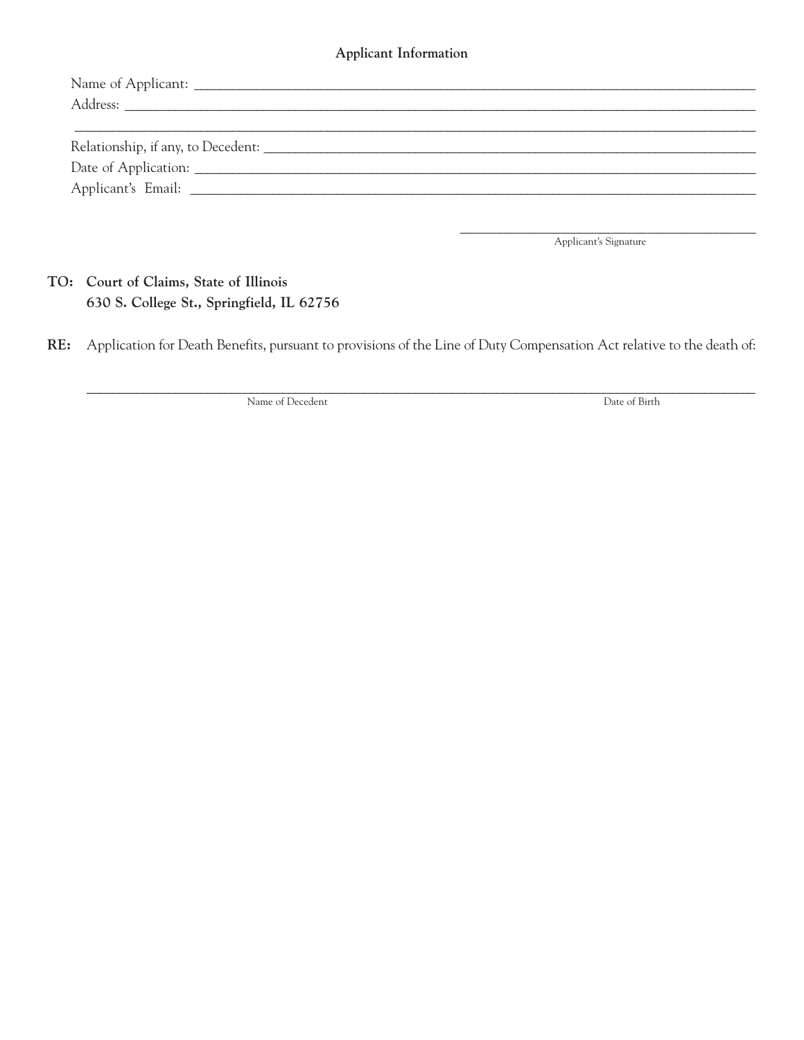### Applicant Information

Name of Applicant: ______________________________________________

Address: ______________________________________________

______________________________________________

Relationship, if any, to Decedent: ______________________________________________

Date of Application: ______________________________________________

Applicant's Email: ______________________________________________

______________________________
Applicant's Signature

**TO: Court of Claims, State of Illinois**
**630 S. College St., Springfield, IL 62756**

**RE:** Application for Death Benefits, pursuant to provisions of the Line of Duty Compensation Act relative to the death of:

______________________________________________

Name of Decedent                                        Date of Birth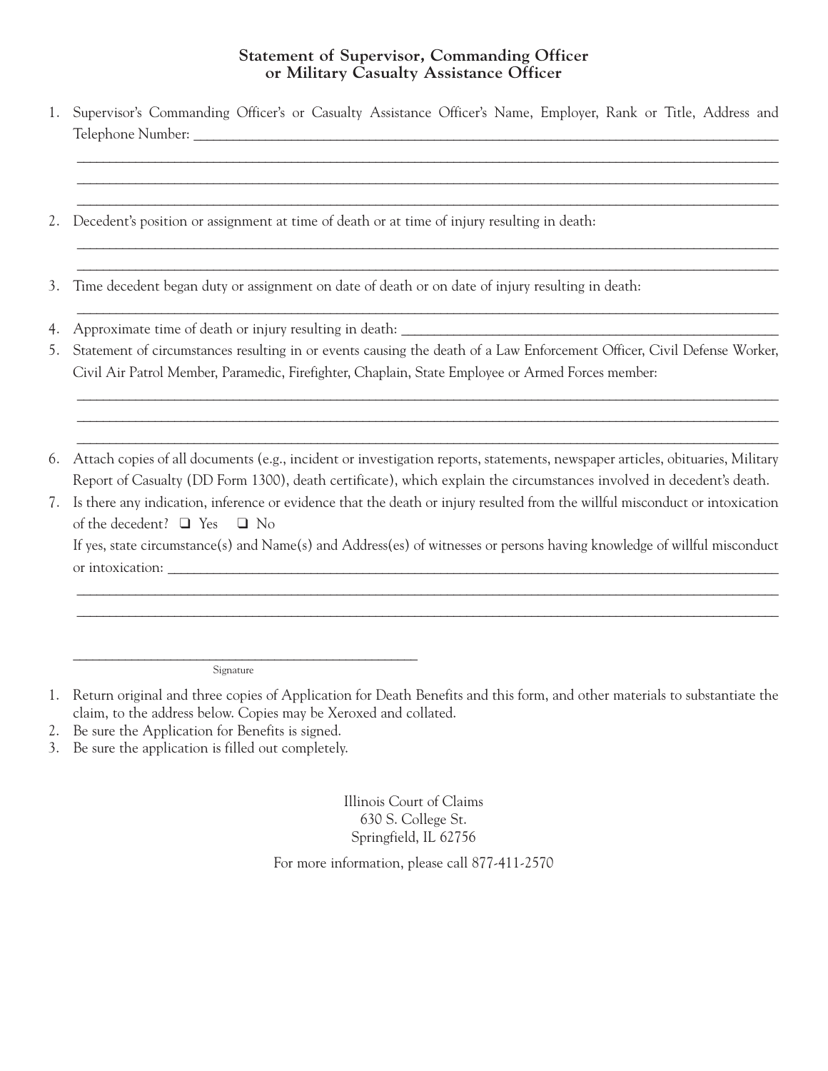## Statement of Supervisor, Commanding Officer or Military Casualty Assistance Officer

1. Supervisor's Commanding Officer's or Casualty Assistance Officer's Name, Employer, Rank or Title, Address and Telephone Number: ______________________________________________
______________________________________________
______________________________________________
______________________________________________

2. Decedent's position or assignment at time of death or at time of injury resulting in death:
______________________________________________
______________________________________________

3. Time decedent began duty or assignment on date of death or on date of injury resulting in death:
______________________________________________

4. Approximate time of death or injury resulting in death: ______________________________

5. Statement of circumstances resulting in or events causing the death of a Law Enforcement Officer, Civil Defense Worker, Civil Air Patrol Member, Paramedic, Firefighter, Chaplain, State Employee or Armed Forces member:
______________________________________________
______________________________________________
______________________________________________

6. Attach copies of all documents (e.g., incident or investigation reports, statements, newspaper articles, obituaries, Military Report of Casualty (DD Form 1300), death certificate), which explain the circumstances involved in decedent's death.

7. Is there any indication, inference or evidence that the death or injury resulted from the willful misconduct or intoxication of the decedent? ❑ Yes ❑ No
If yes, state circumstance(s) and Name(s) and Address(es) of witnesses or persons having knowledge of willful misconduct or intoxication: ______________________________________________
______________________________________________
______________________________________________

______________________________
Signature

1. Return original and three copies of Application for Death Benefits and this form, and other materials to substantiate the claim, to the address below. Copies may be Xeroxed and collated.
2. Be sure the Application for Benefits is signed.
3. Be sure the application is filled out completely.

Illinois Court of Claims
630 S. College St.
Springfield, IL 62756

For more information, please call 877-411-2570